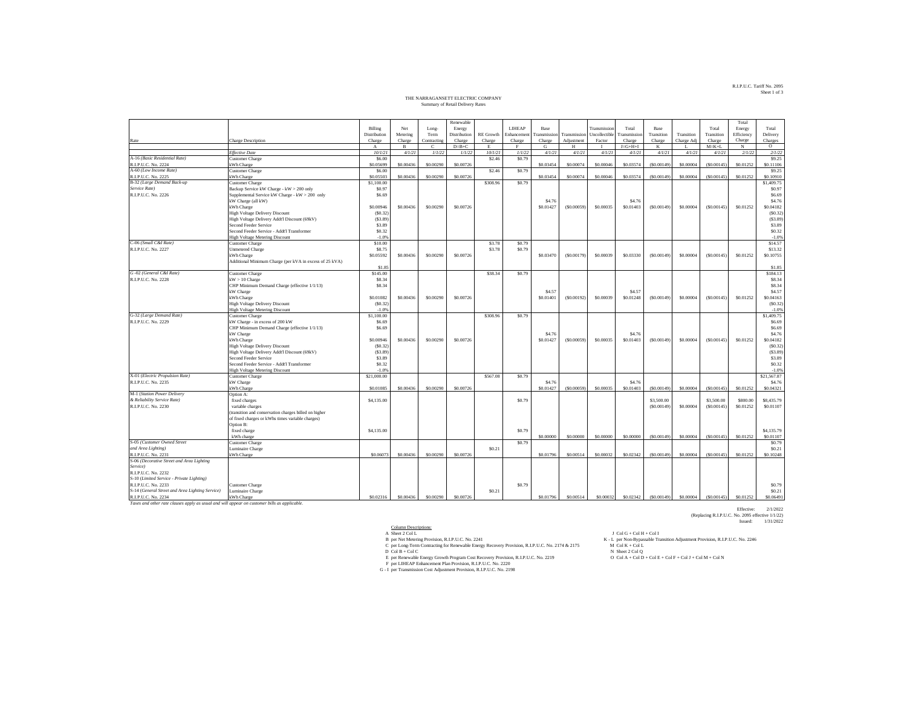R.I.P.U.C. Tariff No. 2095
Sheet 1 of 3

# THE NARRAGANSETT ELECTRIC COMPANY
## Summary of Retail Delivery Rates

| Rate | Charge Description | Billing Distribution Charge | Net Metering Charge | Long-Term Contracting | Renewable Energy Distribution Charge | RE Growth Charge | LIHEAP Enhancement Charge | Base Transmission Charge | Transmission Adjustment | Transmission Uncollectible Factor | Total Transmission Charge | Base Transition Charge | Transition Charge Adj | Total Transition Charge | Total Energy Efficiency Charge | Total Delivery Charges |
|---|---|---|---|---|---|---|---|---|---|---|---|---|---|---|---|---|
| | | A | B | C | D=B+C | E | F | G | H | I | J=G+H+I | K | L | M=K+L | N | O |
| | *Effective Date* | *10/1/21* | *4/1/21* | *1/1/22* | *1/1/22* | *10/1/21* | *1/1/22* | *4/1/21* | *4/1/21* | *4/1/21* | *4/1/21* | *4/1/21* | *4/1/21* | *4/1/21* | *2/1/22* | *2/1/22* |
| A-16 *(Basic Residential Rate)* | Customer Charge | $6.00 | | | | $2.46 | $0.79 | | | | | | | | | $9.25 |
| R.I.P.U.C. No. 2224 | kWh Charge | $0.05699 | $0.00436 | $0.00290 | $0.00726 | | | $0.03454 | $0.00074 | $0.00046 | $0.03574 | ($0.00149) | $0.00004 | ($0.00145) | $0.01252 | $0.11106 |
| A-60 *(Low Income Rate)* | Customer Charge | $6.00 | | | | $2.46 | $0.79 | | | | | | | | | $9.25 |
| R.I.P.U.C. No. 2225 | kWh Charge | $0.05503 | $0.00436 | $0.00290 | $0.00726 | | | $0.03454 | $0.00074 | $0.00046 | $0.03574 | ($0.00149) | $0.00004 | ($0.00145) | $0.01252 | $0.10910 |
| B-32 *(Large Demand Back-up* | Customer Charge | $1,100.00 | | | | $308.96 | $0.79 | | | | | | | | | $1,409.75 |
| *Service Rate)* | Backup Service kW Charge - kW > 200 only | $0.97 | | | | | | | | | | | | | | $0.97 |
| R.I.P.U.C. No. 2226 | Supplemental Service kW Charge - kW > 200 only | $6.69 | | | | | | | | | | | | | | $6.69 |
| | kW Charge (all kW) | | | | | | | $4.76 | | | $4.76 | | | | | $4.76 |
| | kWh Charge | $0.00946 | $0.00436 | $0.00290 | $0.00726 | | | $0.01427 | ($0.00059) | $0.00035 | $0.01403 | ($0.00149) | $0.00004 | ($0.00145) | $0.01252 | $0.04182 |
| | High Voltage Delivery Discount | ($0.32) | | | | | | | | | | | | | | ($0.32) |
| | High Voltage Delivery Addt'l Discount (69kV) | ($3.89) | | | | | | | | | | | | | | ($3.89) |
| | Second Feeder Service | $3.89 | | | | | | | | | | | | | | $3.89 |
| | Second Feeder Service - Addt'l Transformer | $0.32 | | | | | | | | | | | | | | $0.32 |
| | High Voltage Metering Discount | -1.0% | | | | | | | | | | | | | | -1.0% |
| C-06 *(Small C&I Rate)* | Customer Charge | $10.00 | | | | $3.78 | $0.79 | | | | | | | | | $14.57 |
| R.I.P.U.C. No. 2227 | Unmetered Charge | $8.75 | | | | $3.78 | $0.79 | | | | | | | | | $13.32 |
| | kWh Charge | $0.05592 | $0.00436 | $0.00290 | $0.00726 | | | $0.03470 | ($0.00179) | $0.00039 | $0.03330 | ($0.00149) | $0.00004 | ($0.00145) | $0.01252 | $0.10755 |
| | Additional Minimum Charge (per kVA in excess of 25 kVA) | $1.85 | | | | | | | | | | | | | | $1.85 |
| G -02 *(General C&I Rate)* | Customer Charge | $145.00 | | | | $38.34 | $0.79 | | | | | | | | | $184.13 |
| R.I.P.U.C. No. 2228 | kW > 10 Charge | $8.34 | | | | | | | | | | | | | | $8.34 |
| | CHP Minimum Demand Charge (effective 1/1/13) | $8.34 | | | | | | | | | | | | | | $8.34 |
| | kW Charge | | | | | | | $4.57 | | | $4.57 | | | | | $4.57 |
| | kWh Charge | $0.01082 | $0.00436 | $0.00290 | $0.00726 | | | $0.01401 | ($0.00192) | $0.00039 | $0.01248 | ($0.00149) | $0.00004 | ($0.00145) | $0.01252 | $0.04163 |
| | High Voltage Delivery Discount | ($0.32) | | | | | | | | | | | | | | ($0.32) |
| | High Voltage Metering Discount | -1.0% | | | | | | | | | | | | | | -1.0% |
| G-32 *(Large Demand Rate)* | Customer Charge | $1,100.00 | | | | $308.96 | $0.79 | | | | | | | | | $1,409.75 |
| R.I.P.U.C. No. 2229 | kW Charge - in excess of 200 kW | $6.69 | | | | | | | | | | | | | | $6.69 |
| | CHP Minimum Demand Charge (effective 1/1/13) | $6.69 | | | | | | | | | | | | | | $6.69 |
| | kW Charge | | | | | | | $4.76 | | | $4.76 | | | | | $4.76 |
| | kWh Charge | $0.00946 | $0.00436 | $0.00290 | $0.00726 | | | $0.01427 | ($0.00059) | $0.00035 | $0.01403 | ($0.00149) | $0.00004 | ($0.00145) | $0.01252 | $0.04182 |
| | High Voltage Delivery Discount | ($0.32) | | | | | | | | | | | | | | ($0.32) |
| | High Voltage Delivery Addt'l Discount (69kV) | ($3.89) | | | | | | | | | | | | | | ($3.89) |
| | Second Feeder Service | $3.89 | | | | | | | | | | | | | | $3.89 |
| | Second Feeder Service - Addt'l Transformer | $0.32 | | | | | | | | | | | | | | $0.32 |
| | High Voltage Metering Discount | -1.0% | | | | | | | | | | | | | | -1.0% |
| X-01 *(Electric Propulsion Rate)* | Customer Charge | $21,000.00 | | | | $567.08 | $0.79 | | | | | | | | | $21,567.87 |
| R.I.P.U.C. No. 2235 | kW Charge | | | | | | | $4.76 | | | $4.76 | | | | | $4.76 |
| | kWh Charge | $0.01085 | $0.00436 | $0.00290 | $0.00726 | | | $0.01427 | ($0.00059) | $0.00035 | $0.01403 | ($0.00149) | $0.00004 | ($0.00145) | $0.01252 | $0.04321 |
| M-1 *(Station Power Delivery* | Option A: | | | | | | | | | | | | | | | |
| *& Reliability Service Rate)* | fixed charges | $4,135.00 | | | | | $0.79 | | | | | $3,500.00 | | $3,500.00 | $800.00 | $8,435.79 |
| R.I.P.U.C. No. 2230 | variable charges | | | | | | | | | | | ($0.00149) | $0.00004 | ($0.00145) | $0.01252 | $0.01107 |
| | (transition and conservation charges billed on higher | | | | | | | | | | | | | | | |
| | of fixed charges or kWhs times variable charges) | | | | | | | | | | | | | | | |
| | Option B: | | | | | | | | | | | | | | | |
| | fixed charge | $4,135.00 | | | | | $0.79 | | | | | | | | | $4,135.79 |
| | kWh charge | | | | | | | $0.00000 | $0.00000 | $0.00000 | $0.00000 | ($0.00149) | $0.00004 | ($0.00145) | $0.01252 | $0.01107 |
| S-05 *(Customer Owned Street* | Customer Charge | | | | | | $0.79 | | | | | | | | | $0.79 |
| *and Area Lighting)* | Luminaire Charge | | | | | $0.21 | | | | | | | | | | $0.21 |
| R.I.P.U.C. No. 2231 | kWh Charge | $0.06073 | $0.00436 | $0.00290 | $0.00726 | | | $0.01796 | $0.00514 | $0.00032 | $0.02342 | ($0.00149) | $0.00004 | ($0.00145) | $0.01252 | $0.10248 |
| S-06 *(Decorative Street and Area Lighting Service)* | | | | | | | | | | | | | | | | |
| R.I.P.U.C. No. 2232 | | | | | | | | | | | | | | | | |
| S-10 *(Limited Service - Private Lighting)* | | | | | | | | | | | | | | | | |
| R.I.P.U.C. No. 2233 | Customer Charge | | | | | | $0.79 | | | | | | | | | $0.79 |
| S-14 *(General Street and Area Lighting Service)* | Luminaire Charge | | | | | $0.21 | | | | | | | | | | $0.21 |
| R.I.P.U.C. No. 2234 | kWh Charge | $0.02316 | $0.00436 | $0.00290 | $0.00726 | | | $0.01796 | $0.00514 | $0.00032 | $0.02342 | ($0.00149) | $0.00004 | ($0.00145) | $0.01252 | $0.06491 |

*Taxes and other rate clauses apply as usual and will appear on customer bills as applicable.*

Effective: 2/1/2022
(Replacing R.I.P.U.C. No. 2095 effective 1/1/22)
Issued: 1/31/2022

Column Descriptions:

A Sheet 2 Col L
B per Net Metering Provision, R.I.P.U.C. No. 2241
C per Long-Term Contracting for Renewable Energy Recovery Provision, R.I.P.U.C. No. 2174 & 2175
D Col B + Col C
E per Renewable Energy Growth Program Cost Recovery Provision, R.I.P.U.C. No. 2219
F per LIHEAP Enhancement Plan Provision, R.I.P.U.C. No. 2220
G - I per Transmission Cost Adjustment Provision, R.I.P.U.C. No. 2198
J Col G + Col H + Col I
K - L per Non-Bypassable Transition Adjustment Provision, R.I.P.U.C. No. 2246
M Col K + Col L
N Sheet 2 Col Q
O Col A + Col D + Col E + Col F + Col J + Col M + Col N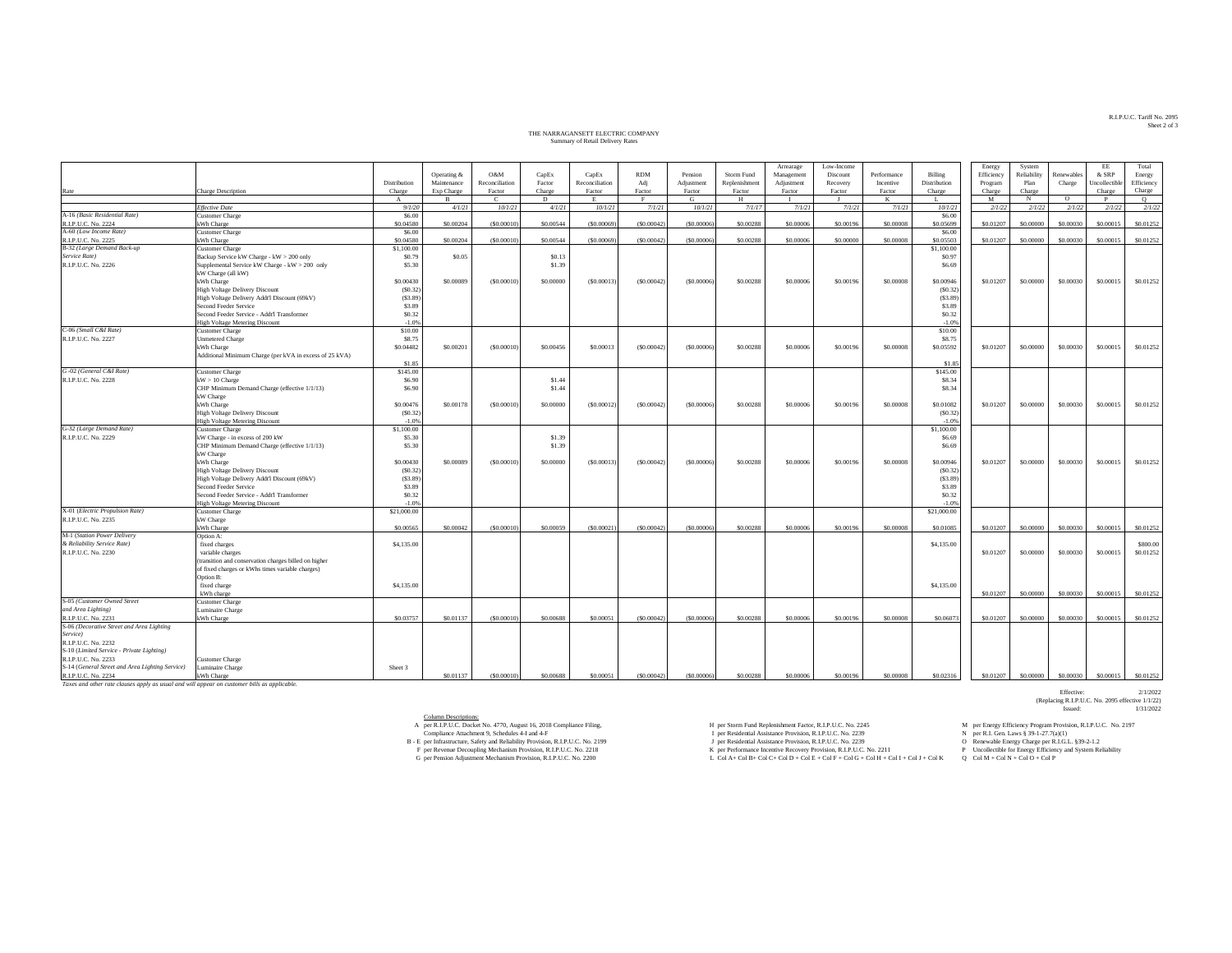R.I.P.U.C. Tariff No. 2095
Sheet 2 of 3

THE NARRAGANSETT ELECTRIC COMPANY
Summary of Retail Delivery Rates

| Rate | Charge Description | Distribution Charge | Operating & Maintenance Exp Charge | O&M Reconciliation Factor | CapEx Factor Charge | CapEx Reconciliation Factor | RDM Adj Factor | Pension Adjustment Factor | Storm Fund Replenishment Factor | Arrearage Management Adjustment Factor | Low-Income Discount Recovery Factor | Performance Incentive Factor | Billing Distribution Charge | Energy Efficiency Program Charge | System Reliability Plan Charge | Renewables Charge | EE & SRP Uncollectible Charge | Total Energy Efficiency Charge |
|---|---|---|---|---|---|---|---|---|---|---|---|---|---|---|---|---|---|---|
| | | A | B | C | D | E | F | G | H | I | J | K | L | M | N | O | P | Q |
| | *Effective Date* | *9/1/20* | *4/1/21* | *10/1/21* | *4/1/21* | *10/1/21* | *7/1/21* | *10/1/21* | *7/1/17* | *7/1/21* | *7/1/21* | *7/1/21* | *10/1/21* | *2/1/22* | *2/1/22* | *2/1/22* | *2/1/22* | *2/1/22* |
| A-16 *(Basic Residential Rate)* | Customer Charge | $6.00 | | | | | | | | | | | $6.00 | | | | | |
| R.I.P.U.C. No. 2224 | kWh Charge | $0.04580 | $0.00204 | ($0.00010) | $0.00544 | ($0.00069) | ($0.00042) | ($0.00006) | $0.00288 | $0.00006 | $0.00196 | $0.00008 | $0.05699 | $0.01207 | $0.00000 | $0.00030 | $0.00015 | $0.01252 |
| A-60 *(Low Income Rate)* | Customer Charge | $6.00 | | | | | | | | | | | $6.00 | | | | | |
| R.I.P.U.C. No. 2225 | kWh Charge | $0.04580 | $0.00204 | ($0.00010) | $0.00544 | ($0.00069) | ($0.00042) | ($0.00006) | $0.00288 | $0.00006 | $0.00000 | $0.00008 | $0.05503 | $0.01207 | $0.00000 | $0.00030 | $0.00015 | $0.01252 |
| B-32 *(Large Demand Back-up Service Rate)* | Customer Charge | $1,100.00 | | | | | | | | | | | $1,100.00 | | | | | |
| R.I.P.U.C. No. 2226 | Backup Service kW Charge - kW > 200 only | $0.79 | $0.05 | | $0.13 | | | | | | | | $0.97 | | | | | |
| | Supplemental Service kW Charge - kW > 200 only | $5.30 | | | $1.39 | | | | | | | | $6.69 | | | | | |
| | kW Charge (all kW) | | | | | | | | | | | | | | | | | |
| | kWh Charge | $0.00430 | $0.00089 | ($0.00010) | $0.00000 | ($0.00013) | ($0.00042) | ($0.00006) | $0.00288 | $0.00006 | $0.00196 | $0.00008 | $0.00946 | $0.01207 | $0.00000 | $0.00030 | $0.00015 | $0.01252 |
| | High Voltage Delivery Discount | ($0.32) | | | | | | | | | | | ($0.32) | | | | | |
| | High Voltage Delivery Addt'l Discount (69kV) | ($3.89) | | | | | | | | | | | ($3.89) | | | | | |
| | Second Feeder Service | $3.89 | | | | | | | | | | | $3.89 | | | | | |
| | Second Feeder Service - Addt'l Transformer | $0.32 | | | | | | | | | | | $0.32 | | | | | |
| | High Voltage Metering Discount | -1.0% | | | | | | | | | | | -1.0% | | | | | |
| C-06 *(Small C&I Rate)* | Customer Charge | $10.00 | | | | | | | | | | | $10.00 | | | | | |
| R.I.P.U.C. No. 2227 | Unmetered Charge | $8.75 | | | | | | | | | | | $8.75 | | | | | |
| | kWh Charge | $0.04482 | $0.00201 | ($0.00010) | $0.00456 | $0.00013 | ($0.00042) | ($0.00006) | $0.00288 | $0.00006 | $0.00196 | $0.00008 | $0.05592 | $0.01207 | $0.00000 | $0.00030 | $0.00015 | $0.01252 |
| | Additional Minimum Charge (per kVA in excess of 25 kVA) | $1.85 | | | | | | | | | | | $1.85 | | | | | |
| G-02 *(General C&I Rate)* | Customer Charge | $145.00 | | | | | | | | | | | $145.00 | | | | | |
| R.I.P.U.C. No. 2228 | kW > 10 Charge | $6.90 | | | $1.44 | | | | | | | | $8.34 | | | | | |
| | CHP Minimum Demand Charge (effective 1/1/13) | $6.90 | | | $1.44 | | | | | | | | $8.34 | | | | | |
| | kW Charge | | | | | | | | | | | | | | | | | |
| | kWh Charge | $0.00476 | $0.00178 | ($0.00010) | $0.00000 | ($0.00012) | ($0.00042) | ($0.00006) | $0.00288 | $0.00006 | $0.00196 | $0.00008 | $0.01082 | $0.01207 | $0.00000 | $0.00030 | $0.00015 | $0.01252 |
| | High Voltage Delivery Discount | ($0.32) | | | | | | | | | | | ($0.32) | | | | | |
| | High Voltage Metering Discount | -1.0% | | | | | | | | | | | -1.0% | | | | | |
| G-32 *(Large Demand Rate)* | Customer Charge | $1,100.00 | | | | | | | | | | | $1,100.00 | | | | | |
| R.I.P.U.C. No. 2229 | kW Charge - in excess of 200 kW | $5.30 | | | $1.39 | | | | | | | | $6.69 | | | | | |
| | CHP Minimum Demand Charge (effective 1/1/13) | $5.30 | | | $1.39 | | | | | | | | $6.69 | | | | | |
| | kW Charge | | | | | | | | | | | | | | | | | |
| | kWh Charge | $0.00430 | $0.00089 | ($0.00010) | $0.00000 | ($0.00013) | ($0.00042) | ($0.00006) | $0.00288 | $0.00006 | $0.00196 | $0.00008 | $0.00946 | $0.01207 | $0.00000 | $0.00030 | $0.00015 | $0.01252 |
| | High Voltage Delivery Discount | ($0.32) | | | | | | | | | | | ($0.32) | | | | | |
| | High Voltage Delivery Addt'l Discount (69kV) | ($3.89) | | | | | | | | | | | ($3.89) | | | | | |
| | Second Feeder Service | $3.89 | | | | | | | | | | | $3.89 | | | | | |
| | Second Feeder Service - Addt'l Transformer | $0.32 | | | | | | | | | | | $0.32 | | | | | |
| | High Voltage Metering Discount | -1.0% | | | | | | | | | | | -1.0% | | | | | |
| X-01 *(Electric Propulsion Rate)* | Customer Charge | $21,000.00 | | | | | | | | | | | $21,000.00 | | | | | |
| R.I.P.U.C. No. 2235 | kW Charge | | | | | | | | | | | | | | | | | |
| | kWh Charge | $0.00565 | $0.00042 | ($0.00010) | $0.00059 | ($0.00021) | ($0.00042) | ($0.00006) | $0.00288 | $0.00006 | $0.00196 | $0.00008 | $0.01085 | $0.01207 | $0.00000 | $0.00030 | $0.00015 | $0.01252 |
| M-1 *(Station Power Delivery & Reliability Service Rate)* | Option A: | | | | | | | | | | | | | | | | | |
| R.I.P.U.C. No. 2230 | fixed charges | $4,135.00 | | | | | | | | | | | $4,135.00 | | | | | $800.00 |
| | variable charges | | | | | | | | | | | | | $0.01207 | $0.00000 | $0.00030 | $0.00015 | $0.01252 |
| | (transition and conservation charges billed on higher of fixed charges or kWhs times variable charges) | | | | | | | | | | | | | | | | | |
| | Option B: | | | | | | | | | | | | | | | | | |
| | fixed charge | $4,135.00 | | | | | | | | | | | $4,135.00 | | | | | |
| | kWh charge | | | | | | | | | | | | | $0.01207 | $0.00000 | $0.00030 | $0.00015 | $0.01252 |
| S-05 *(Customer Owned Street and Area Lighting)* | Customer Charge | | | | | | | | | | | | | | | | | |
| | Luminaire Charge | | | | | | | | | | | | | | | | | |
| R.I.P.U.C. No. 2231 | kWh Charge | $0.03757 | $0.01137 | ($0.00010) | $0.00688 | $0.00051 | ($0.00042) | ($0.00006) | $0.00288 | $0.00006 | $0.00196 | $0.00008 | $0.06073 | $0.01207 | $0.00000 | $0.00030 | $0.00015 | $0.01252 |
| S-06 *(Decorative Street and Area Lighting Service)* | | | | | | | | | | | | | | | | | | |
| R.I.P.U.C. No. 2232 | | | | | | | | | | | | | | | | | | |
| S-10 *(Limited Service - Private Lighting)* | | | | | | | | | | | | | | | | | | |
| R.I.P.U.C. No. 2233 | Customer Charge | | | | | | | | | | | | | | | | | |
| S-14 *(General Street and Area Lighting Service)* | Luminaire Charge | Sheet 3 | | | | | | | | | | | | | | | | |
| R.I.P.U.C. No. 2234 | kWh Charge | | $0.01137 | ($0.00010) | $0.00688 | $0.00051 | ($0.00042) | ($0.00006) | $0.00288 | $0.00006 | $0.00196 | $0.00008 | $0.02316 | $0.01207 | $0.00000 | $0.00030 | $0.00015 | $0.01252 |

*Taxes and other rate clauses apply as usual and will appear on customer bills as applicable.*

Effective: 2/1/2022
(Replacing R.I.P.U.C. No. 2095 effective 1/1/22)
Issued: 1/31/2022

Column Descriptions:

A per R.I.P.U.C. Docket No. 4770, August 16, 2018 Compliance Filing, Compliance Attachment 9, Schedules 4-I and 4-F
B - E per Infrastructure, Safety and Reliability Provision, R.I.P.U.C. No. 2199
F per Revenue Decoupling Mechanism Provision, R.I.P.U.C. No. 2218
G per Pension Adjustment Mechanism Provision, R.I.P.U.C. No. 2200
H per Storm Fund Replenishment Factor, R.I.P.U.C. No. 2245
I per Residential Assistance Provision, R.I.P.U.C. No. 2239
J per Residential Assistance Provision, R.I.P.U.C. No. 2239
K per Performance Incentive Recovery Provision, R.I.P.U.C. No. 2211
L Col A+ Col B+ Col C+ Col D + Col E + Col F + Col G + Col H + Col I + Col J + Col K
M per Energy Efficiency Program Provision, R.I.P.U.C. No. 2197
N per R.I. Gen. Laws § 39-1-27.7(a)(1)
O Renewable Energy Charge per R.I.G.L. §39-2-1.2
P Uncollectible for Energy Efficiency and System Reliability
Q Col M + Col N + Col O + Col P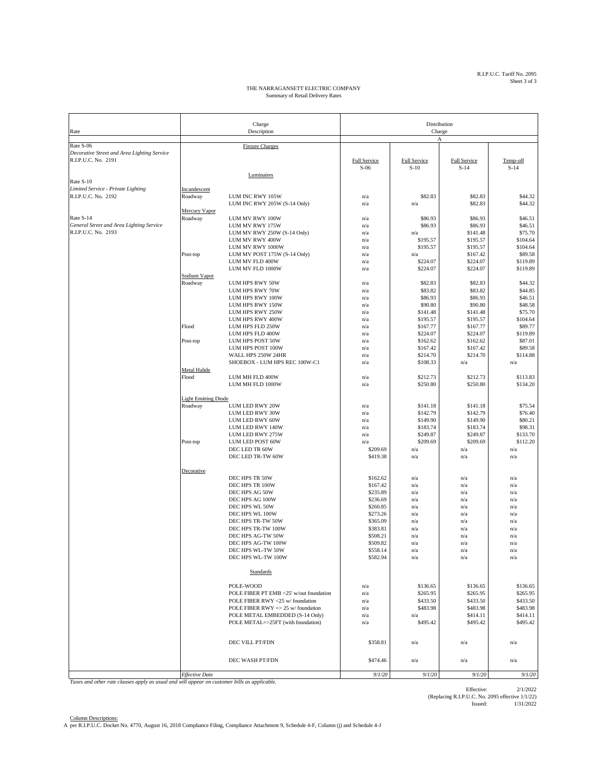R.I.P.U.C. Tariff No. 2095
Sheet 3 of 3

THE NARRAGANSETT ELECTRIC COMPANY
Summary of Retail Delivery Rates

| Rate | Charge Description | | Distribution Charge A | | | |
|---|---|---|---|---|---|---|
| Rate S-06 *Decorative Street and Area Lighting Service* R.I.P.U.C. No. 2191 | | Fixture Charges | | | | |
| | | | Full Service S-06 | Full Service S-10 | Full Service S-14 | Temp-off S-14 |
| | | Luminaires | | | | |
| Rate S-10 *Limited Service - Private Lighting* R.I.P.U.C. No. 2192 | Incandescent | | | | | |
| | Roadway | LUM INC RWY 105W | n/a | $82.83 | $82.83 | $44.32 |
| | | LUM INC RWY 205W (S-14 Only) | n/a | n/a | $82.83 | $44.32 |
| | Mercury Vapor | | | | | |
| Rate S-14 *General Street and Area Lighting Service* R.I.P.U.C. No. 2193 | Roadway | LUM MV RWY 100W | n/a | $86.93 | $86.93 | $46.51 |
| | | LUM MV RWY 175W | n/a | $86.93 | $86.93 | $46.51 |
| | | LUM MV RWY 250W (S-14 Only) | n/a | n/a | $141.48 | $75.70 |
| | | LUM MV RWY 400W | n/a | $195.57 | $195.57 | $104.64 |
| | | LUM MV RWY 1000W | n/a | $195.57 | $195.57 | $104.64 |
| | Post-top | LUM MV POST 175W (S-14 Only) | n/a | n/a | $167.42 | $89.58 |
| | | LUM MV FLD 400W | n/a | $224.07 | $224.07 | $119.89 |
| | | LUM MV FLD 1000W | n/a | $224.07 | $224.07 | $119.89 |
| | Sodium Vapor | | | | | |
| | Roadway | LUM HPS RWY 50W | n/a | $82.83 | $82.83 | $44.32 |
| | | LUM HPS RWY 70W | n/a | $83.82 | $83.82 | $44.85 |
| | | LUM HPS RWY 100W | n/a | $86.93 | $86.93 | $46.51 |
| | | LUM HPS RWY 150W | n/a | $90.80 | $90.80 | $48.58 |
| | | LUM HPS RWY 250W | n/a | $141.48 | $141.48 | $75.70 |
| | | LUM HPS RWY 400W | n/a | $195.57 | $195.57 | $104.64 |
| | Flood | LUM HPS FLD 250W | n/a | $167.77 | $167.77 | $89.77 |
| | | LUM HPS FLD 400W | n/a | $224.07 | $224.07 | $119.89 |
| | Post-top | LUM HPS POST 50W | n/a | $162.62 | $162.62 | $87.01 |
| | | LUM HPS POST 100W | n/a | $167.42 | $167.42 | $89.58 |
| | | WALL HPS 250W 24HR | n/a | $214.70 | $214.70 | $114.88 |
| | | SHOEBOX - LUM HPS REC 100W-C1 | n/a | $108.33 | n/a | n/a |
| | Metal Halide | | | | | |
| | Flood | LUM MH FLD 400W | n/a | $212.73 | $212.73 | $113.83 |
| | | LUM MH FLD 1000W | n/a | $250.80 | $250.80 | $134.20 |
| | Light Emitting Diode | | | | | |
| | Roadway | LUM LED RWY 20W | n/a | $141.18 | $141.18 | $75.54 |
| | | LUM LED RWY 30W | n/a | $142.79 | $142.79 | $76.40 |
| | | LUM LED RWY 60W | n/a | $149.90 | $149.90 | $80.21 |
| | | LUM LED RWY 140W | n/a | $183.74 | $183.74 | $98.31 |
| | | LUM LED RWY 275W | n/a | $249.87 | $249.87 | $133.70 |
| | Post-top | LUM LED POST 60W | n/a | $209.69 | $209.69 | $112.20 |
| | | DEC LED TR 60W | $209.69 | n/a | n/a | n/a |
| | | DEC LED TR-TW 60W | $419.38 | n/a | n/a | n/a |
| | Decorative | | | | | |
| | | DEC HPS TR 50W | $162.62 | n/a | n/a | n/a |
| | | DEC HPS TR 100W | $167.42 | n/a | n/a | n/a |
| | | DEC HPS AG 50W | $235.89 | n/a | n/a | n/a |
| | | DEC HPS AG 100W | $236.69 | n/a | n/a | n/a |
| | | DEC HPS WL 50W | $260.85 | n/a | n/a | n/a |
| | | DEC HPS WL 100W | $273.26 | n/a | n/a | n/a |
| | | DEC HPS TR-TW 50W | $365.09 | n/a | n/a | n/a |
| | | DEC HPS TR-TW 100W | $383.81 | n/a | n/a | n/a |
| | | DEC HPS AG-TW 50W | $508.21 | n/a | n/a | n/a |
| | | DEC HPS AG-TW 100W | $509.82 | n/a | n/a | n/a |
| | | DEC HPS WL-TW 50W | $558.14 | n/a | n/a | n/a |
| | | DEC HPS WL-TW 100W | $582.94 | n/a | n/a | n/a |
| | | Standards | | | | |
| | | POLE-WOOD | n/a | $136.65 | $136.65 | $136.65 |
| | | POLE FIBER PT EMB <25' w/out foundation | n/a | $265.95 | $265.95 | $265.95 |
| | | POLE FIBER RWY <25 w/ foundation | n/a | $433.50 | $433.50 | $433.50 |
| | | POLE FIBER RWY => 25 w/ foundation | n/a | $483.98 | $483.98 | $483.98 |
| | | POLE METAL EMBEDDED (S-14 Only) | n/a | n/a | $414.11 | $414.11 |
| | | POLE METAL=>25FT (with foundation) | n/a | $495.42 | $495.42 | $495.42 |
| | | DEC VILL PT/FDN | $358.81 | n/a | n/a | n/a |
| | | DEC WASH PT/FDN | $474.46 | n/a | n/a | n/a |
| | *Effective Date* | | *9/1/20* | *9/1/20* | *9/1/20* | *9/1/20* |

*Taxes and other rate clauses apply as usual and will appear on customer bills as applicable.*

Effective: 2/1/2022
(Replacing R.I.P.U.C. No. 2095 effective 1/1/22)
Issued: 1/31/2022

Column Descriptions:
A per R.I.P.U.C. Docket No. 4770, August 16, 2018 Compliance Filing, Compliance Attachment 9, Schedule 4-F, Column (j) and Schedule 4-J